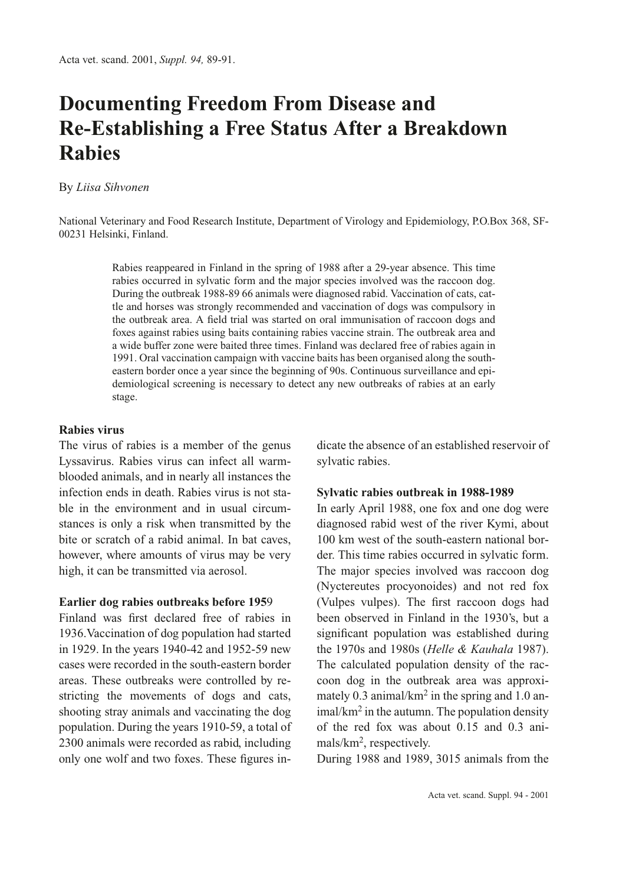# Documenting Freedom From Disease and Re-Establishing a Free Status After a Breakdown Rabies

By *Liisa Sihvonen*

National Veterinary and Food Research Institute, Department of Virology and Epidemiology, P.O.Box 368, SF-00231 Helsinki, Finland.

Rabies reappeared in Finland in the spring of 1988 after a 29-year absence. This time rabies occurred in sylvatic form and the major species involved was the raccoon dog. During the outbreak 1988-89 66 animals were diagnosed rabid. Vaccination of cats, cattle and horses was strongly recommended and vaccination of dogs was compulsory in the outbreak area. A field trial was started on oral immunisation of raccoon dogs and foxes against rabies using baits containing rabies vaccine strain. The outbreak area and a wide buffer zone were baited three times. Finland was declared free of rabies again in 1991. Oral vaccination campaign with vaccine baits has been organised along the south-eastern border once a year since the beginning of 90s. Continuous surveillance and epidemiological screening is necessary to detect any new outbreaks of rabies at an early stage.

### Rabies virus

The virus of rabies is a member of the genus Lyssavirus. Rabies virus can infect all warm-blooded animals, and in nearly all instances the infection ends in death. Rabies virus is not stable in the environment and in usual circumstances is only a risk when transmitted by the bite or scratch of a rabid animal. In bat caves, however, where amounts of virus may be very high, it can be transmitted via aerosol.

### Earlier dog rabies outbreaks before 1959

Finland was first declared free of rabies in 1936. Vaccination of dog population had started in 1929. In the years 1940-42 and 1952-59 new cases were recorded in the south-eastern border areas. These outbreaks were controlled by restricting the movements of dogs and cats, shooting stray animals and vaccinating the dog population. During the years 1910-59, a total of 2300 animals were recorded as rabid, including only one wolf and two foxes. These figures indicate the absence of an established reservoir of sylvatic rabies.

### Sylvatic rabies outbreak in 1988-1989

In early April 1988, one fox and one dog were diagnosed rabid west of the river Kymi, about 100 km west of the south-eastern national border. This time rabies occurred in sylvatic form. The major species involved was raccoon dog (Nyctereutes procyonoides) and not red fox (Vulpes vulpes). The first raccoon dogs had been observed in Finland in the 1930's, but a significant population was established during the 1970s and 1980s (*Helle & Kauhala* 1987). The calculated population density of the raccoon dog in the outbreak area was approximately 0.3 animal/km$^2$ in the spring and 1.0 animal/km$^2$ in the autumn. The population density of the red fox was about 0.15 and 0.3 animals/km$^2$, respectively.

During 1988 and 1989, 3015 animals from the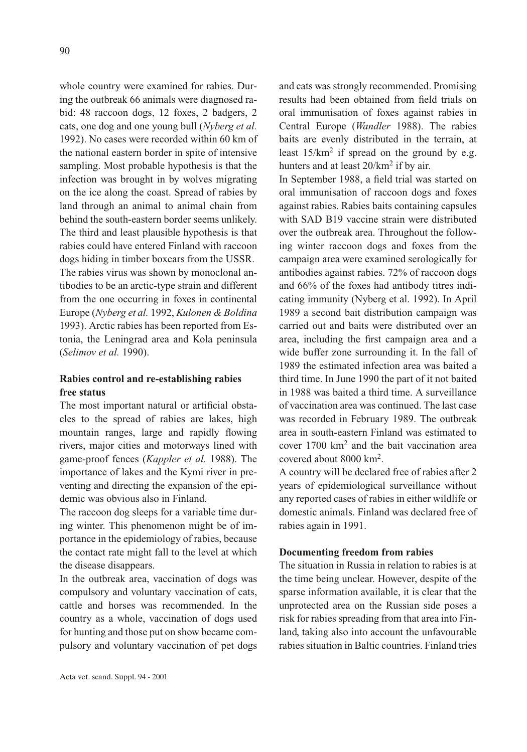whole country were examined for rabies. During the outbreak 66 animals were diagnosed rabid: 48 raccoon dogs, 12 foxes, 2 badgers, 2 cats, one dog and one young bull (*Nyberg et al.* 1992). No cases were recorded within 60 km of the national eastern border in spite of intensive sampling. Most probable hypothesis is that the infection was brought in by wolves migrating on the ice along the coast. Spread of rabies by land through an animal to animal chain from behind the south-eastern border seems unlikely. The third and least plausible hypothesis is that rabies could have entered Finland with raccoon dogs hiding in timber boxcars from the USSR.

The rabies virus was shown by monoclonal antibodies to be an arctic-type strain and different from the one occurring in foxes in continental Europe (*Nyberg et al.* 1992, *Kulonen & Boldina* 1993). Arctic rabies has been reported from Estonia, the Leningrad area and Kola peninsula (*Selimov et al.* 1990).

**Rabies control and re-establishing rabies free status**

The most important natural or artificial obstacles to the spread of rabies are lakes, high mountain ranges, large and rapidly flowing rivers, major cities and motorways lined with game-proof fences (*Kappler et al.* 1988). The importance of lakes and the Kymi river in preventing and directing the expansion of the epidemic was obvious also in Finland.

The raccoon dog sleeps for a variable time during winter. This phenomenon might be of importance in the epidemiology of rabies, because the contact rate might fall to the level at which the disease disappears.

In the outbreak area, vaccination of dogs was compulsory and voluntary vaccination of cats, cattle and horses was recommended. In the country as a whole, vaccination of dogs used for hunting and those put on show became compulsory and voluntary vaccination of pet dogs and cats was strongly recommended. Promising results had been obtained from field trials on oral immunisation of foxes against rabies in Central Europe (*Wandler* 1988). The rabies baits are evenly distributed in the terrain, at least $15/km^2$ if spread on the ground by e.g. hunters and at least $20/km^2$ if by air.

In September 1988, a field trial was started on oral immunisation of raccoon dogs and foxes against rabies. Rabies baits containing capsules with SAD B19 vaccine strain were distributed over the outbreak area. Throughout the following winter raccoon dogs and foxes from the campaign area were examined serologically for antibodies against rabies. 72% of raccoon dogs and 66% of the foxes had antibody titres indicating immunity (Nyberg et al. 1992). In April 1989 a second bait distribution campaign was carried out and baits were distributed over an area, including the first campaign area and a wide buffer zone surrounding it. In the fall of 1989 the estimated infection area was baited a third time. In June 1990 the part of it not baited in 1988 was baited a third time. A surveillance of vaccination area was continued. The last case was recorded in February 1989. The outbreak area in south-eastern Finland was estimated to cover 1700 $km^2$ and the bait vaccination area covered about 8000 $km^2$.

A country will be declared free of rabies after 2 years of epidemiological surveillance without any reported cases of rabies in either wildlife or domestic animals. Finland was declared free of rabies again in 1991.

**Documenting freedom from rabies**

The situation in Russia in relation to rabies is at the time being unclear. However, despite of the sparse information available, it is clear that the unprotected area on the Russian side poses a risk for rabies spreading from that area into Finland, taking also into account the unfavourable rabies situation in Baltic countries. Finland tries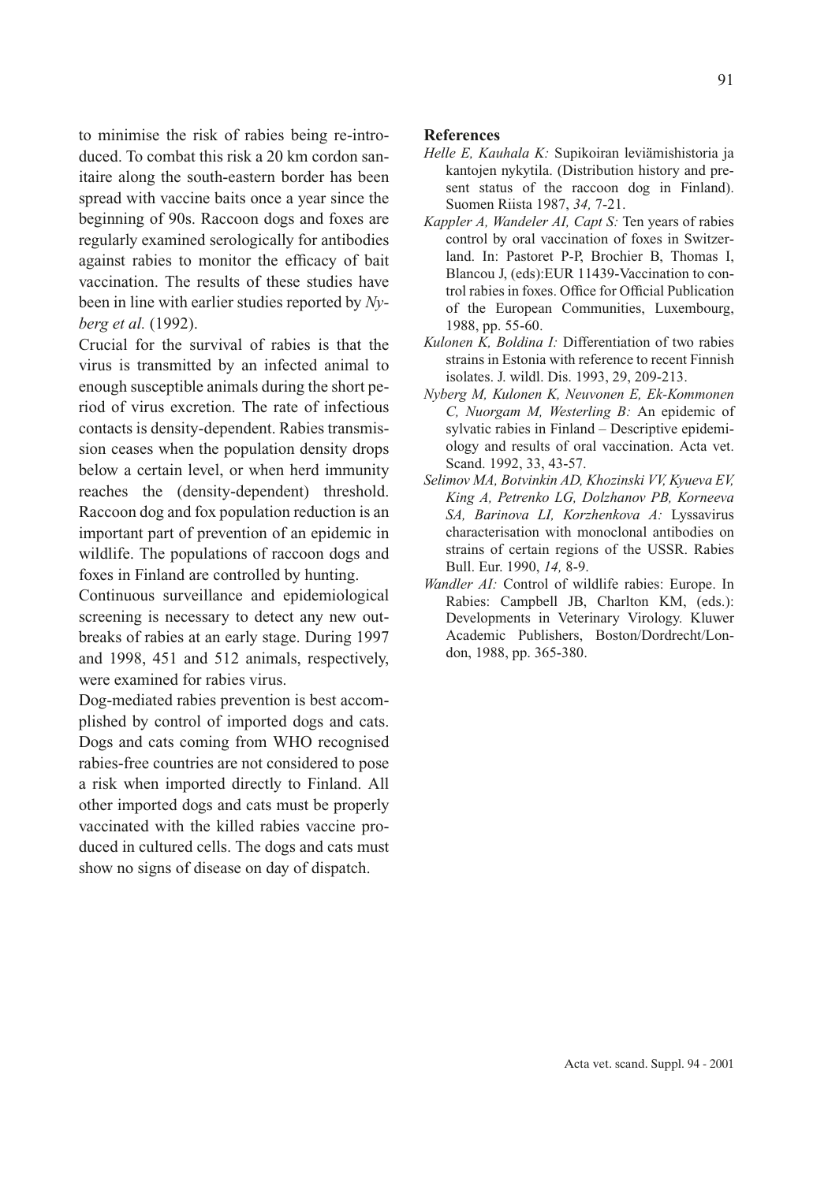to minimise the risk of rabies being re-introduced. To combat this risk a 20 km cordon sanitaire along the south-eastern border has been spread with vaccine baits once a year since the beginning of 90s. Raccoon dogs and foxes are regularly examined serologically for antibodies against rabies to monitor the efficacy of bait vaccination. The results of these studies have been in line with earlier studies reported by *Nyberg et al.* (1992).

Crucial for the survival of rabies is that the virus is transmitted by an infected animal to enough susceptible animals during the short period of virus excretion. The rate of infectious contacts is density-dependent. Rabies transmission ceases when the population density drops below a certain level, or when herd immunity reaches the (density-dependent) threshold. Raccoon dog and fox population reduction is an important part of prevention of an epidemic in wildlife. The populations of raccoon dogs and foxes in Finland are controlled by hunting.

Continuous surveillance and epidemiological screening is necessary to detect any new outbreaks of rabies at an early stage. During 1997 and 1998, 451 and 512 animals, respectively, were examined for rabies virus.

Dog-mediated rabies prevention is best accomplished by control of imported dogs and cats. Dogs and cats coming from WHO recognised rabies-free countries are not considered to pose a risk when imported directly to Finland. All other imported dogs and cats must be properly vaccinated with the killed rabies vaccine produced in cultured cells. The dogs and cats must show no signs of disease on day of dispatch.

## References

*Helle E, Kauhala K:* Supikoiran leviämishistoria ja kantojen nykytila. (Distribution history and present status of the raccoon dog in Finland). Suomen Riista 1987, *34,* 7-21.

*Kappler A, Wandeler AI, Capt S:* Ten years of rabies control by oral vaccination of foxes in Switzerland. In: Pastoret P-P, Brochier B, Thomas I, Blancou J, (eds):EUR 11439-Vaccination to control rabies in foxes. Office for Official Publication of the European Communities, Luxembourg, 1988, pp. 55-60.

*Kulonen K, Boldina I:* Differentiation of two rabies strains in Estonia with reference to recent Finnish isolates. J. wildl. Dis. 1993, 29, 209-213.

*Nyberg M, Kulonen K, Neuvonen E, Ek-Kommonen C, Nuorgam M, Westerling B:* An epidemic of sylvatic rabies in Finland – Descriptive epidemiology and results of oral vaccination. Acta vet. Scand. 1992, 33, 43-57.

*Selimov MA, Botvinkin AD, Khozinski VV, Kyueva EV, King A, Petrenko LG, Dolzhanov PB, Korneeva SA, Barinova LI, Korzhenkova A:* Lyssavirus characterisation with monoclonal antibodies on strains of certain regions of the USSR. Rabies Bull. Eur. 1990, *14,* 8-9.

*Wandler AI:* Control of wildlife rabies: Europe. In Rabies: Campbell JB, Charlton KM, (eds.): Developments in Veterinary Virology. Kluwer Academic Publishers, Boston/Dordrecht/London, 1988, pp. 365-380.